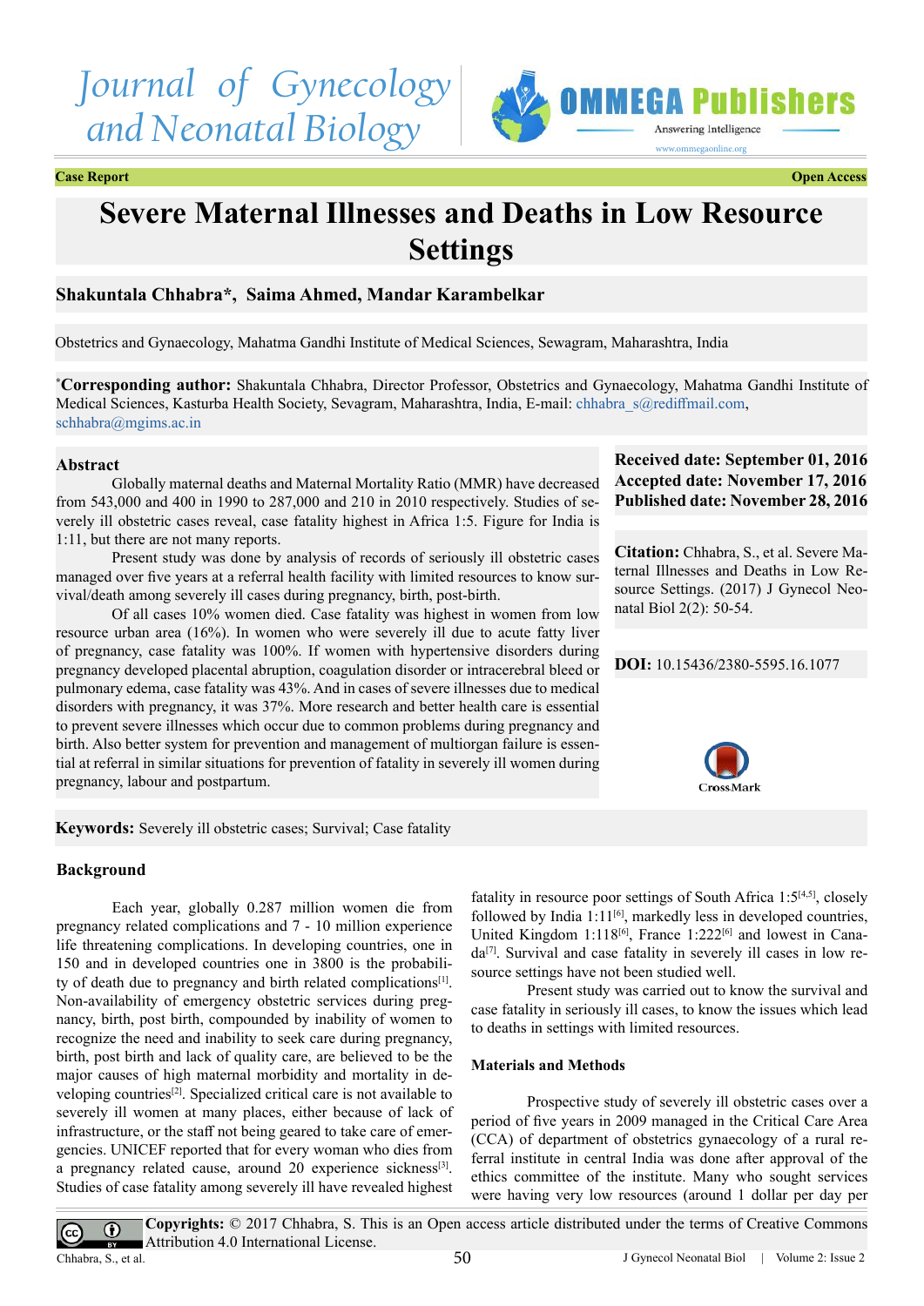Case Report | Open Access

# Severe Maternal Illnesses and Deaths in Low Resource Settings

**Shakuntala Chhabra\*, Saima Ahmed, Mandar Karambelkar**

Obstetrics and Gynaecology, Mahatma Gandhi Institute of Medical Sciences, Sewagram, Maharashtra, India

\***Corresponding author:** Shakuntala Chhabra, Director Professor, Obstetrics and Gynaecology, Mahatma Gandhi Institute of Medical Sciences, Kasturba Health Society, Sevagram, Maharashtra, India, E-mail: chhabra_s@rediffmail.com, schhabra@mgims.ac.in

**Received date: September 01, 2016**
**Accepted date: November 17, 2016**
**Published date: November 28, 2016**

**Citation:** Chhabra, S., et al. Severe Maternal Illnesses and Deaths in Low Resource Settings. (2017) J Gynecol Neonatal Biol 2(2): 50-54.

**DOI:** 10.15436/2380-5595.16.1077

## Abstract

Globally maternal deaths and Maternal Mortality Ratio (MMR) have decreased from 543,000 and 400 in 1990 to 287,000 and 210 in 2010 respectively. Studies of severely ill obstetric cases reveal, case fatality highest in Africa 1:5. Figure for India is 1:11, but there are not many reports.

Present study was done by analysis of records of seriously ill obstetric cases managed over five years at a referral health facility with limited resources to know survival/death among severely ill cases during pregnancy, birth, post-birth.

Of all cases 10% women died. Case fatality was highest in women from low resource urban area (16%). In women who were severely ill due to acute fatty liver of pregnancy, case fatality was 100%. If women with hypertensive disorders during pregnancy developed placental abruption, coagulation disorder or intracerebral bleed or pulmonary edema, case fatality was 43%. And in cases of severe illnesses due to medical disorders with pregnancy, it was 37%. More research and better health care is essential to prevent severe illnesses which occur due to common problems during pregnancy and birth. Also better system for prevention and management of multiorgan failure is essential at referral in similar situations for prevention of fatality in severely ill women during pregnancy, labour and postpartum.

**Keywords:** Severely ill obstetric cases; Survival; Case fatality

## Background

Each year, globally 0.287 million women die from pregnancy related complications and 7 - 10 million experience life threatening complications. In developing countries, one in 150 and in developed countries one in 3800 is the probability of death due to pregnancy and birth related complications[1]. Non-availability of emergency obstetric services during pregnancy, birth, post birth, compounded by inability of women to recognize the need and inability to seek care during pregnancy, birth, post birth and lack of quality care, are believed to be the major causes of high maternal morbidity and mortality in developing countries[2]. Specialized critical care is not available to severely ill women at many places, either because of lack of infrastructure, or the staff not being geared to take care of emergencies. UNICEF reported that for every woman who dies from a pregnancy related cause, around 20 experience sickness[3]. Studies of case fatality among severely ill have revealed highest fatality in resource poor settings of South Africa 1:5[4,5], closely followed by India 1:11[6], markedly less in developed countries, United Kingdom 1:118[6], France 1:222[6] and lowest in Canada[7]. Survival and case fatality in severely ill cases in low resource settings have not been studied well.

Present study was carried out to know the survival and case fatality in seriously ill cases, to know the issues which lead to deaths in settings with limited resources.

### Materials and Methods

Prospective study of severely ill obstetric cases over a period of five years in 2009 managed in the Critical Care Area (CCA) of department of obstetrics gynaecology of a rural referral institute in central India was done after approval of the ethics committee of the institute. Many who sought services were having very low resources (around 1 dollar per day per

**Copyrights:** © 2017 Chhabra, S. This is an Open access article distributed under the terms of Creative Commons Attribution 4.0 International License.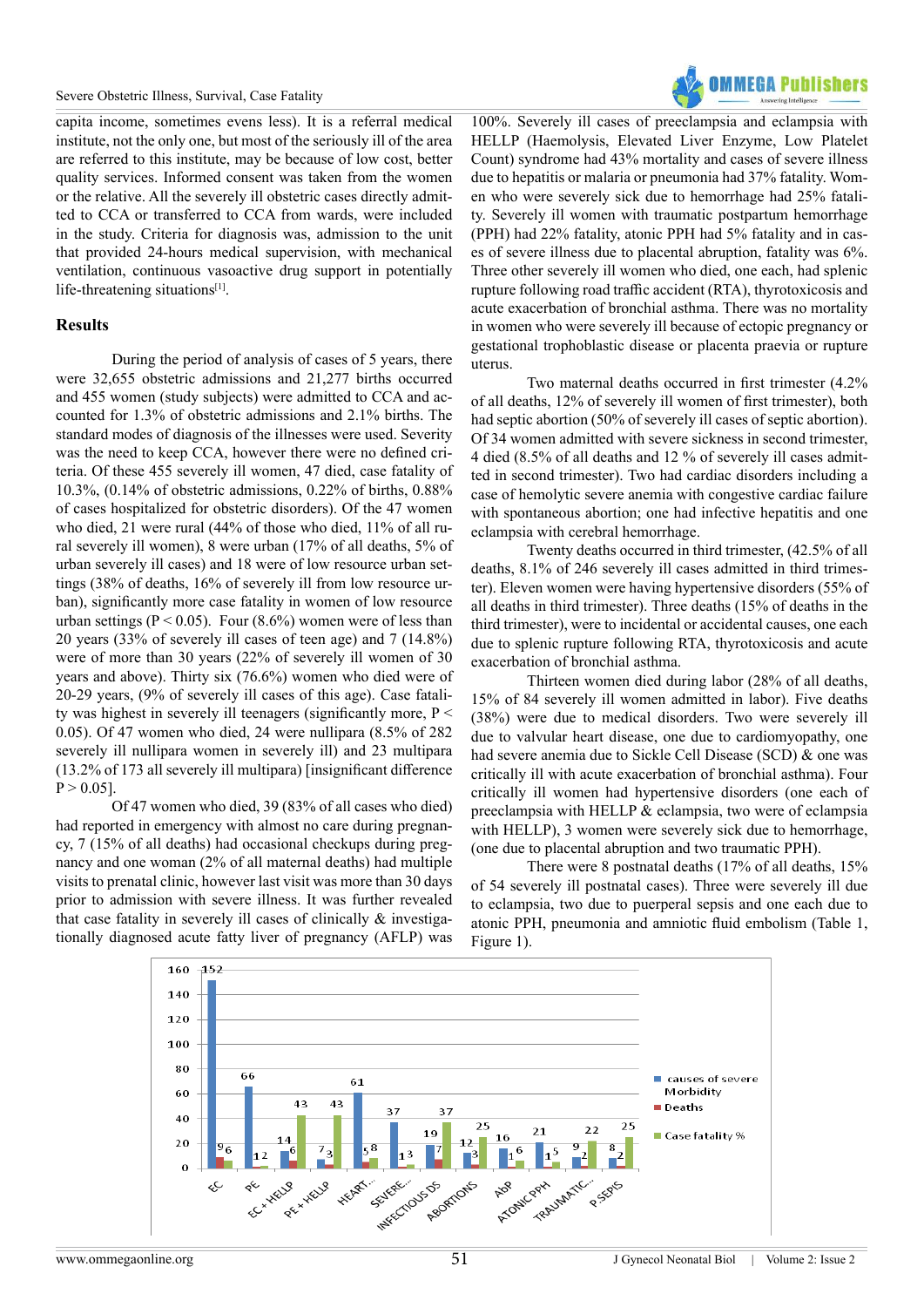capita income, sometimes evens less). It is a referral medical institute, not the only one, but most of the seriously ill of the area are referred to this institute, may be because of low cost, better quality services. Informed consent was taken from the women or the relative. All the severely ill obstetric cases directly admitted to CCA or transferred to CCA from wards, were included in the study. Criteria for diagnosis was, admission to the unit that provided 24-hours medical supervision, with mechanical ventilation, continuous vasoactive drug support in potentially life-threatening situations[1].

## Results

During the period of analysis of cases of 5 years, there were 32,655 obstetric admissions and 21,277 births occurred and 455 women (study subjects) were admitted to CCA and accounted for 1.3% of obstetric admissions and 2.1% births. The standard modes of diagnosis of the illnesses were used. Severity was the need to keep CCA, however there were no defined criteria. Of these 455 severely ill women, 47 died, case fatality of 10.3%, (0.14% of obstetric admissions, 0.22% of births, 0.88% of cases hospitalized for obstetric disorders). Of the 47 women who died, 21 were rural (44% of those who died, 11% of all rural severely ill women), 8 were urban (17% of all deaths, 5% of urban severely ill cases) and 18 were of low resource urban settings (38% of deaths, 16% of severely ill from low resource urban), significantly more case fatality in women of low resource urban settings ($P < 0.05$). Four (8.6%) women were of less than 20 years (33% of severely ill cases of teen age) and 7 (14.8%) were of more than 30 years (22% of severely ill women of 30 years and above). Thirty six (76.6%) women who died were of 20-29 years, (9% of severely ill cases of this age). Case fatality was highest in severely ill teenagers (significantly more, $P < 0.05$). Of 47 women who died, 24 were nullipara (8.5% of 282 severely ill nullipara women in severely ill) and 23 multipara (13.2% of 173 all severely ill multipara) [insignificant difference $P > 0.05$].

Of 47 women who died, 39 (83% of all cases who died) had reported in emergency with almost no care during pregnancy, 7 (15% of all deaths) had occasional checkups during pregnancy and one woman (2% of all maternal deaths) had multiple visits to prenatal clinic, however last visit was more than 30 days prior to admission with severe illness. It was further revealed that case fatality in severely ill cases of clinically & investigationally diagnosed acute fatty liver of pregnancy (AFLP) was 100%. Severely ill cases of preeclampsia and eclampsia with HELLP (Haemolysis, Elevated Liver Enzyme, Low Platelet Count) syndrome had 43% mortality and cases of severe illness due to hepatitis or malaria or pneumonia had 37% fatality. Women who were severely sick due to hemorrhage had 25% fatality. Severely ill women with traumatic postpartum hemorrhage (PPH) had 22% fatality, atonic PPH had 5% fatality and in cases of severe illness due to placental abruption, fatality was 6%. Three other severely ill women who died, one each, had splenic rupture following road traffic accident (RTA), thyrotoxicosis and acute exacerbation of bronchial asthma. There was no mortality in women who were severely ill because of ectopic pregnancy or gestational trophoblastic disease or placenta praevia or rupture uterus.

Two maternal deaths occurred in first trimester (4.2% of all deaths, 12% of severely ill women of first trimester), both had septic abortion (50% of severely ill cases of septic abortion). Of 34 women admitted with severe sickness in second trimester, 4 died (8.5% of all deaths and 12 % of severely ill cases admitted in second trimester). Two had cardiac disorders including a case of hemolytic severe anemia with congestive cardiac failure with spontaneous abortion; one had infective hepatitis and one eclampsia with cerebral hemorrhage.

Twenty deaths occurred in third trimester, (42.5% of all deaths, 8.1% of 246 severely ill cases admitted in third trimester). Eleven women were having hypertensive disorders (55% of all deaths in third trimester). Three deaths (15% of deaths in the third trimester), were to incidental or accidental causes, one each due to splenic rupture following RTA, thyrotoxicosis and acute exacerbation of bronchial asthma.

Thirteen women died during labor (28% of all deaths, 15% of 84 severely ill women admitted in labor). Five deaths (38%) were due to medical disorders. Two were severely ill due to valvular heart disease, one due to cardiomyopathy, one had severe anemia due to Sickle Cell Disease (SCD) & one was critically ill with acute exacerbation of bronchial asthma). Four critically ill women had hypertensive disorders (one each of preeclampsia with HELLP & eclampsia, two were of eclampsia with HELLP), 3 women were severely sick due to hemorrhage, (one due to placental abruption and two traumatic PPH).

There were 8 postnatal deaths (17% of all deaths, 15% of 54 severely ill postnatal cases). Three were severely ill due to eclampsia, two due to puerperal sepsis and one each due to atonic PPH, pneumonia and amniotic fluid embolism (Table 1, Figure 1).

| | EC | PE | EC + HELLP | PE + HELLP | HEART... | SEVERE... | INFECTIOUS DS | ABORTIONS | AbP | ATONIC PPH | TRAUMATIC... | P.SEPSIS |
|---|---|---|---|---|---|---|---|---|---|---|---|---|
| causes of severe Morbidity | 152 | 66 | 14 | 7 | 61 | 37 | 19 | 12 | 16 | 21 | 9 | 8 |
| Deaths | 9 | 1 | 6 | 3 | 5 | 1 | 7 | 3 | 1 | 1 | 2 | 2 |
| Case fatality % | 6 | 2 | 43 | 43 | 8 | 3 | 37 | 25 | 6 | 5 | 22 | 25 |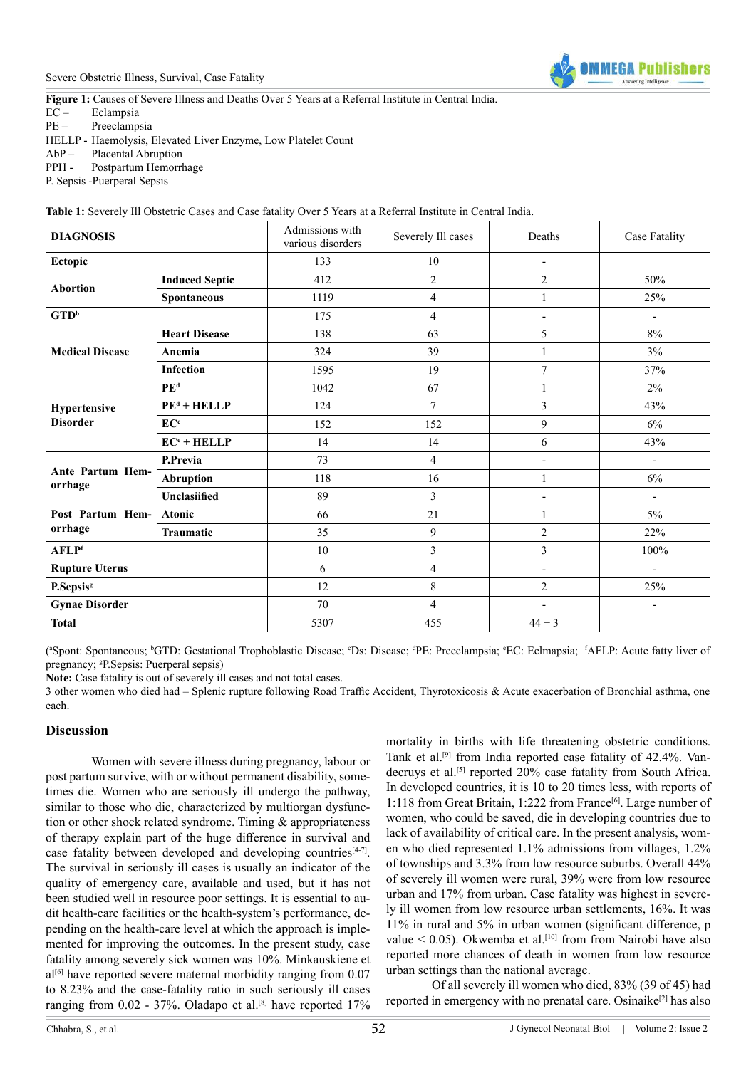**Figure 1:** Causes of Severe Illness and Deaths Over 5 Years at a Referral Institute in Central India.

EC – Eclampsia

PE – Preeclampsia

HELLP - Haemolysis, Elevated Liver Enzyme, Low Platelet Count

AbP – Placental Abruption

PPH - Postpartum Hemorrhage

P. Sepsis -Puerperal Sepsis

**Table 1:** Severely Ill Obstetric Cases and Case fatality Over 5 Years at a Referral Institute in Central India.

| DIAGNOSIS | | Admissions with various disorders | Severely Ill cases | Deaths | Case Fatality |
|---|---|---|---|---|---|
| **Ectopic** | | 133 | 10 | - | |
| **Abortion** | **Induced Septic** | 412 | 2 | 2 | 50% |
| | **Spontaneous** | 1119 | 4 | 1 | 25% |
| **GTD**[b] | | 175 | 4 | - | - |
| **Medical Disease** | **Heart Disease** | 138 | 63 | 5 | 8% |
| | **Anemia** | 324 | 39 | 1 | 3% |
| | **Infection** | 1595 | 19 | 7 | 37% |
| **Hypertensive Disorder** | **PE**[d] | 1042 | 67 | 1 | 2% |
| | **PE**[d] **+ HELLP** | 124 | 7 | 3 | 43% |
| | **EC**[e] | 152 | 152 | 9 | 6% |
| | **EC**[e] **+ HELLP** | 14 | 14 | 6 | 43% |
| **Ante Partum Hemorrhage** | **P.Previa** | 73 | 4 | - | - |
| | **Abruption** | 118 | 16 | 1 | 6% |
| | **Unclasiified** | 89 | 3 | - | - |
| **Post Partum Hemorrhage** | **Atonic** | 66 | 21 | 1 | 5% |
| | **Traumatic** | 35 | 9 | 2 | 22% |
| **AFLP**[f] | | 10 | 3 | 3 | 100% |
| **Rupture Uterus** | | 6 | 4 | - | - |
| **P.Sepsis**[g] | | 12 | 8 | 2 | 25% |
| **Gynae Disorder** | | 70 | 4 | - | - |
| **Total** | | 5307 | 455 | 44 + 3 | |

([a]Spont: Spontaneous; [b]GTD: Gestational Trophoblastic Disease; [c]Ds: Disease; [d]PE: Preeclampsia; [e]EC: Eclmapsia; [f]AFLP: Acute fatty liver of pregnancy; [g]P.Sepsis: Puerperal sepsis)

**Note:** Case fatality is out of severely ill cases and not total cases.

3 other women who died had – Splenic rupture following Road Traffic Accident, Thyrotoxicosis & Acute exacerbation of Bronchial asthma, one each.

## Discussion

Women with severe illness during pregnancy, labour or post partum survive, with or without permanent disability, sometimes die. Women who are seriously ill undergo the pathway, similar to those who die, characterized by multiorgan dysfunction or other shock related syndrome. Timing & appropriateness of therapy explain part of the huge difference in survival and case fatality between developed and developing countries[4-7]. The survival in seriously ill cases is usually an indicator of the quality of emergency care, available and used, but it has not been studied well in resource poor settings. It is essential to audit health-care facilities or the health-system's performance, depending on the health-care level at which the approach is implemented for improving the outcomes. In the present study, case fatality among severely sick women was 10%. Minkauskiene et al[6] have reported severe maternal morbidity ranging from 0.07 to 8.23% and the case-fatality ratio in such seriously ill cases ranging from 0.02 - 37%. Oladapo et al.[8] have reported 17% mortality in births with life threatening obstetric conditions. Tank et al.[9] from India reported case fatality of 42.4%. Vandecruys et al.[5] reported 20% case fatality from South Africa. In developed countries, it is 10 to 20 times less, with reports of 1:118 from Great Britain, 1:222 from France[6]. Large number of women, who could be saved, die in developing countries due to lack of availability of critical care. In the present analysis, women who died represented 1.1% admissions from villages, 1.2% of townships and 3.3% from low resource suburbs. Overall 44% of severely ill women were rural, 39% were from low resource urban and 17% from urban. Case fatality was highest in severely ill women from low resource urban settlements, 16%. It was 11% in rural and 5% in urban women (significant difference, p value < 0.05). Okwemba et al.[10] from from Nairobi have also reported more chances of death in women from low resource urban settings than the national average.

Of all severely ill women who died, 83% (39 of 45) had reported in emergency with no prenatal care. Osinaike[2] has also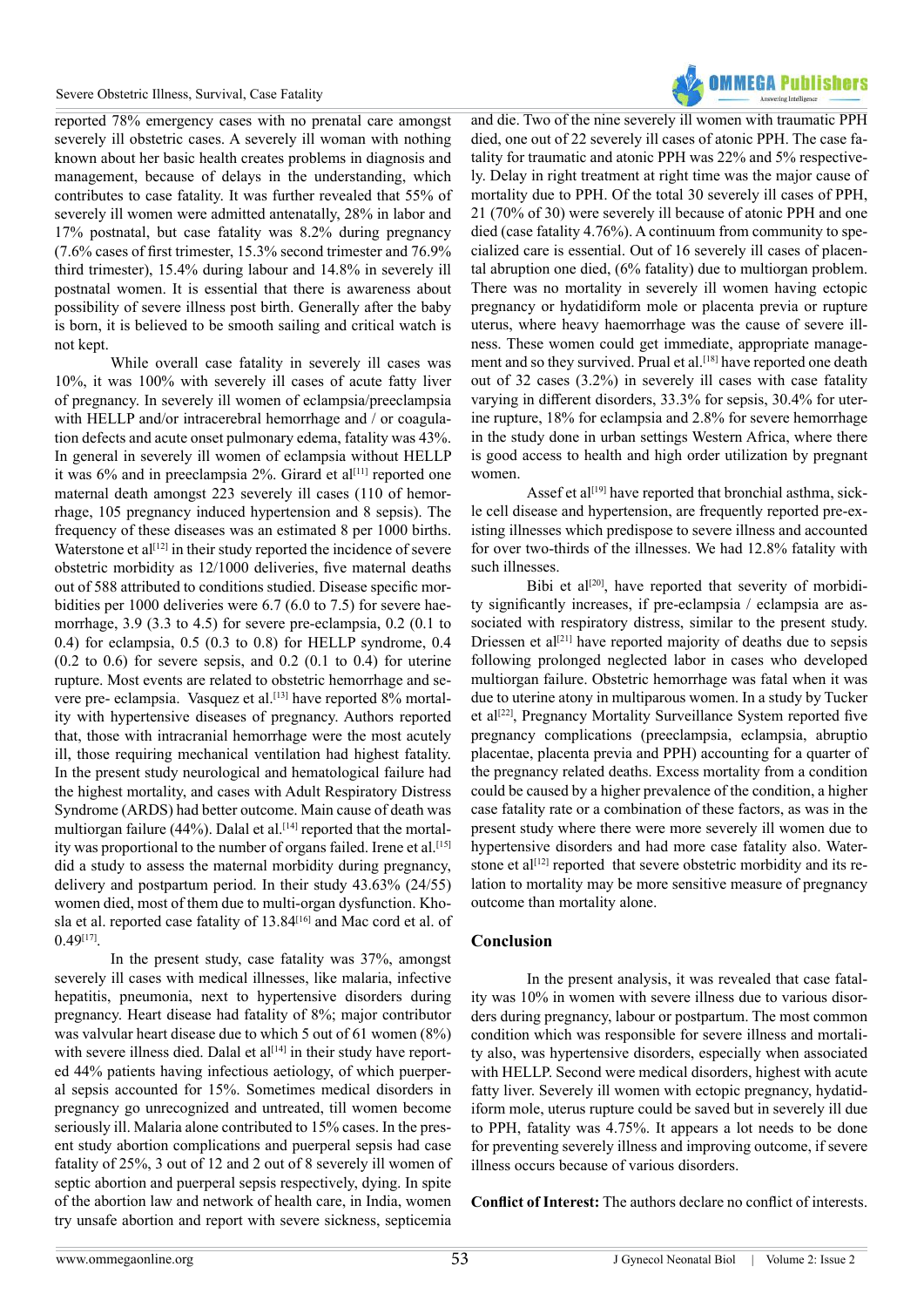reported 78% emergency cases with no prenatal care amongst severely ill obstetric cases. A severely ill woman with nothing known about her basic health creates problems in diagnosis and management, because of delays in the understanding, which contributes to case fatality. It was further revealed that 55% of severely ill women were admitted antenatally, 28% in labor and 17% postnatal, but case fatality was 8.2% during pregnancy (7.6% cases of first trimester, 15.3% second trimester and 76.9% third trimester), 15.4% during labour and 14.8% in severely ill postnatal women. It is essential that there is awareness about possibility of severe illness post birth. Generally after the baby is born, it is believed to be smooth sailing and critical watch is not kept.

While overall case fatality in severely ill cases was 10%, it was 100% with severely ill cases of acute fatty liver of pregnancy. In severely ill women of eclampsia/preeclampsia with HELLP and/or intracerebral hemorrhage and / or coagulation defects and acute onset pulmonary edema, fatality was 43%. In general in severely ill women of eclampsia without HELLP it was 6% and in preeclampsia 2%. Girard et al[11] reported one maternal death amongst 223 severely ill cases (110 of hemorrhage, 105 pregnancy induced hypertension and 8 sepsis). The frequency of these diseases was an estimated 8 per 1000 births. Waterstone et al[12] in their study reported the incidence of severe obstetric morbidity as 12/1000 deliveries, five maternal deaths out of 588 attributed to conditions studied. Disease specific morbidities per 1000 deliveries were 6.7 (6.0 to 7.5) for severe haemorrhage, 3.9 (3.3 to 4.5) for severe pre-eclampsia, 0.2 (0.1 to 0.4) for eclampsia, 0.5 (0.3 to 0.8) for HELLP syndrome, 0.4 (0.2 to 0.6) for severe sepsis, and 0.2 (0.1 to 0.4) for uterine rupture. Most events are related to obstetric hemorrhage and severe pre- eclampsia. Vasquez et al.[13] have reported 8% mortality with hypertensive diseases of pregnancy. Authors reported that, those with intracranial hemorrhage were the most acutely ill, those requiring mechanical ventilation had highest fatality. In the present study neurological and hematological failure had the highest mortality, and cases with Adult Respiratory Distress Syndrome (ARDS) had better outcome. Main cause of death was multiorgan failure (44%). Dalal et al.[14] reported that the mortality was proportional to the number of organs failed. Irene et al.[15] did a study to assess the maternal morbidity during pregnancy, delivery and postpartum period. In their study 43.63% (24/55) women died, most of them due to multi-organ dysfunction. Khosla et al. reported case fatality of 13.84[16] and Mac cord et al. of 0.49[17].

In the present study, case fatality was 37%, amongst severely ill cases with medical illnesses, like malaria, infective hepatitis, pneumonia, next to hypertensive disorders during pregnancy. Heart disease had fatality of 8%; major contributor was valvular heart disease due to which 5 out of 61 women (8%) with severe illness died. Dalal et al[14] in their study have reported 44% patients having infectious aetiology, of which puerperal sepsis accounted for 15%. Sometimes medical disorders in pregnancy go unrecognized and untreated, till women become seriously ill. Malaria alone contributed to 15% cases. In the present study abortion complications and puerperal sepsis had case fatality of 25%, 3 out of 12 and 2 out of 8 severely ill women of septic abortion and puerperal sepsis respectively, dying. In spite of the abortion law and network of health care, in India, women try unsafe abortion and report with severe sickness, septicemia and die. Two of the nine severely ill women with traumatic PPH died, one out of 22 severely ill cases of atonic PPH. The case fatality for traumatic and atonic PPH was 22% and 5% respectively. Delay in right treatment at right time was the major cause of mortality due to PPH. Of the total 30 severely ill cases of PPH, 21 (70% of 30) were severely ill because of atonic PPH and one died (case fatality 4.76%). A continuum from community to specialized care is essential. Out of 16 severely ill cases of placental abruption one died, (6% fatality) due to multiorgan problem. There was no mortality in severely ill women having ectopic pregnancy or hydatidiform mole or placenta previa or rupture uterus, where heavy haemorrhage was the cause of severe illness. These women could get immediate, appropriate management and so they survived. Prual et al.[18] have reported one death out of 32 cases (3.2%) in severely ill cases with case fatality varying in different disorders, 33.3% for sepsis, 30.4% for uterine rupture, 18% for eclampsia and 2.8% for severe hemorrhage in the study done in urban settings Western Africa, where there is good access to health and high order utilization by pregnant women.

Assef et al[19] have reported that bronchial asthma, sickle cell disease and hypertension, are frequently reported pre-existing illnesses which predispose to severe illness and accounted for over two-thirds of the illnesses. We had 12.8% fatality with such illnesses.

Bibi et al[20], have reported that severity of morbidity significantly increases, if pre-eclampsia / eclampsia are associated with respiratory distress, similar to the present study. Driessen et al[21] have reported majority of deaths due to sepsis following prolonged neglected labor in cases who developed multiorgan failure. Obstetric hemorrhage was fatal when it was due to uterine atony in multiparous women. In a study by Tucker et al[22], Pregnancy Mortality Surveillance System reported five pregnancy complications (preeclampsia, eclampsia, abruptio placentae, placenta previa and PPH) accounting for a quarter of the pregnancy related deaths. Excess mortality from a condition could be caused by a higher prevalence of the condition, a higher case fatality rate or a combination of these factors, as was in the present study where there were more severely ill women due to hypertensive disorders and had more case fatality also. Waterstone et al[12] reported that severe obstetric morbidity and its relation to mortality may be more sensitive measure of pregnancy outcome than mortality alone.

## Conclusion

In the present analysis, it was revealed that case fatality was 10% in women with severe illness due to various disorders during pregnancy, labour or postpartum. The most common condition which was responsible for severe illness and mortality also, was hypertensive disorders, especially when associated with HELLP. Second were medical disorders, highest with acute fatty liver. Severely ill women with ectopic pregnancy, hydatidiform mole, uterus rupture could be saved but in severely ill due to PPH, fatality was 4.75%. It appears a lot needs to be done for preventing severely illness and improving outcome, if severe illness occurs because of various disorders.

**Conflict of Interest:** The authors declare no conflict of interests.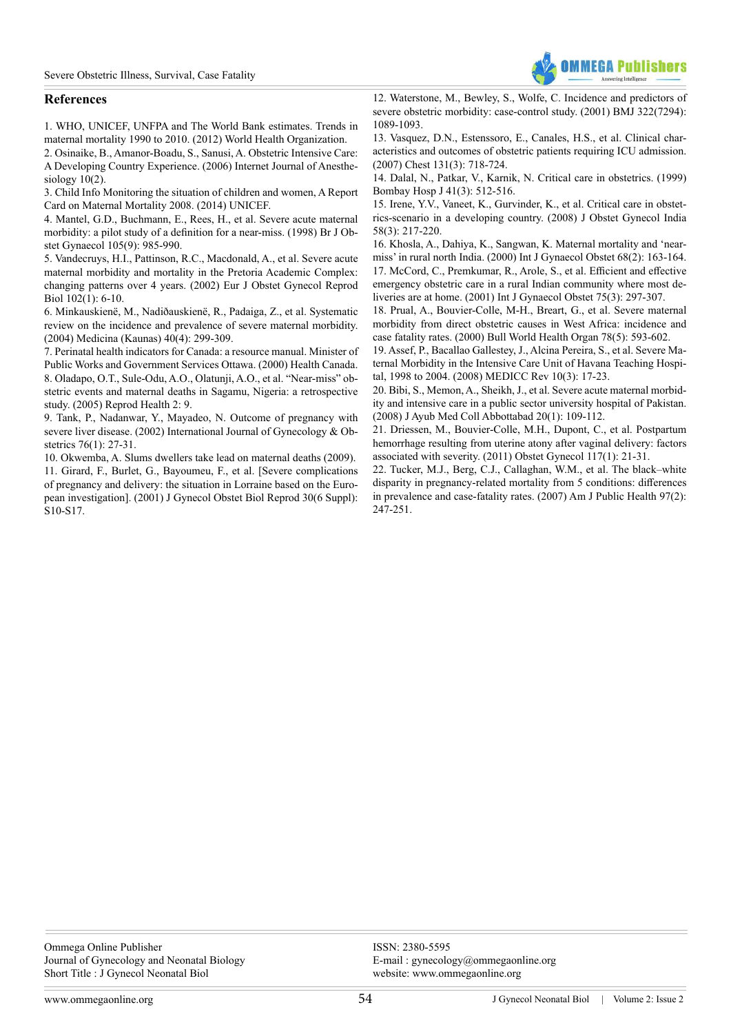## References

1. WHO, UNICEF, UNFPA and The World Bank estimates. Trends in maternal mortality 1990 to 2010. (2012) World Health Organization.
2. Osinaike, B., Amanor-Boadu, S., Sanusi, A. Obstetric Intensive Care: A Developing Country Experience. (2006) Internet Journal of Anesthesiology 10(2).
3. Child Info Monitoring the situation of children and women, A Report Card on Maternal Mortality 2008. (2014) UNICEF.
4. Mantel, G.D., Buchmann, E., Rees, H., et al. Severe acute maternal morbidity: a pilot study of a definition for a near-miss. (1998) Br J Obstet Gynaecol 105(9): 985-990.
5. Vandecruys, H.I., Pattinson, R.C., Macdonald, A., et al. Severe acute maternal morbidity and mortality in the Pretoria Academic Complex: changing patterns over 4 years. (2002) Eur J Obstet Gynecol Reprod Biol 102(1): 6-10.
6. Minkauskienë, M., Nadiðauskienë, R., Padaiga, Z., et al. Systematic review on the incidence and prevalence of severe maternal morbidity. (2004) Medicina (Kaunas) 40(4): 299-309.
7. Perinatal health indicators for Canada: a resource manual. Minister of Public Works and Government Services Ottawa. (2000) Health Canada.
8. Oladapo, O.T., Sule-Odu, A.O., Olatunji, A.O., et al. "Near-miss" obstetric events and maternal deaths in Sagamu, Nigeria: a retrospective study. (2005) Reprod Health 2: 9.
9. Tank, P., Nadanwar, Y., Mayadeo, N. Outcome of pregnancy with severe liver disease. (2002) International Journal of Gynecology & Obstetrics 76(1): 27-31.
10. Okwemba, A. Slums dwellers take lead on maternal deaths (2009).
11. Girard, F., Burlet, G., Bayoumeu, F., et al. [Severe complications of pregnancy and delivery: the situation in Lorraine based on the European investigation]. (2001) J Gynecol Obstet Biol Reprod 30(6 Suppl): S10-S17.
12. Waterstone, M., Bewley, S., Wolfe, C. Incidence and predictors of severe obstetric morbidity: case-control study. (2001) BMJ 322(7294): 1089-1093.
13. Vasquez, D.N., Estenssoro, E., Canales, H.S., et al. Clinical characteristics and outcomes of obstetric patients requiring ICU admission. (2007) Chest 131(3): 718-724.
14. Dalal, N., Patkar, V., Karnik, N. Critical care in obstetrics. (1999) Bombay Hosp J 41(3): 512-516.
15. Irene, Y.V., Vaneet, K., Gurvinder, K., et al. Critical care in obstetrics-scenario in a developing country. (2008) J Obstet Gynecol India 58(3): 217-220.
16. Khosla, A., Dahiya, K., Sangwan, K. Maternal mortality and 'near-miss' in rural north India. (2000) Int J Gynaecol Obstet 68(2): 163-164.
17. McCord, C., Premkumar, R., Arole, S., et al. Efficient and effective emergency obstetric care in a rural Indian community where most deliveries are at home. (2001) Int J Gynaecol Obstet 75(3): 297-307.
18. Prual, A., Bouvier-Colle, M-H., Breart, G., et al. Severe maternal morbidity from direct obstetric causes in West Africa: incidence and case fatality rates. (2000) Bull World Health Organ 78(5): 593-602.
19. Assef, P., Bacallao Gallestey, J., Alcina Pereira, S., et al. Severe Maternal Morbidity in the Intensive Care Unit of Havana Teaching Hospital, 1998 to 2004. (2008) MEDICC Rev 10(3): 17-23.
20. Bibi, S., Memon, A., Sheikh, J., et al. Severe acute maternal morbidity and intensive care in a public sector university hospital of Pakistan. (2008) J Ayub Med Coll Abbottabad 20(1): 109-112.
21. Driessen, M., Bouvier-Colle, M.H., Dupont, C., et al. Postpartum hemorrhage resulting from uterine atony after vaginal delivery: factors associated with severity. (2011) Obstet Gynecol 117(1): 21-31.
22. Tucker, M.J., Berg, C.J., Callaghan, W.M., et al. The black–white disparity in pregnancy-related mortality from 5 conditions: differences in prevalence and case-fatality rates. (2007) Am J Public Health 97(2): 247-251.